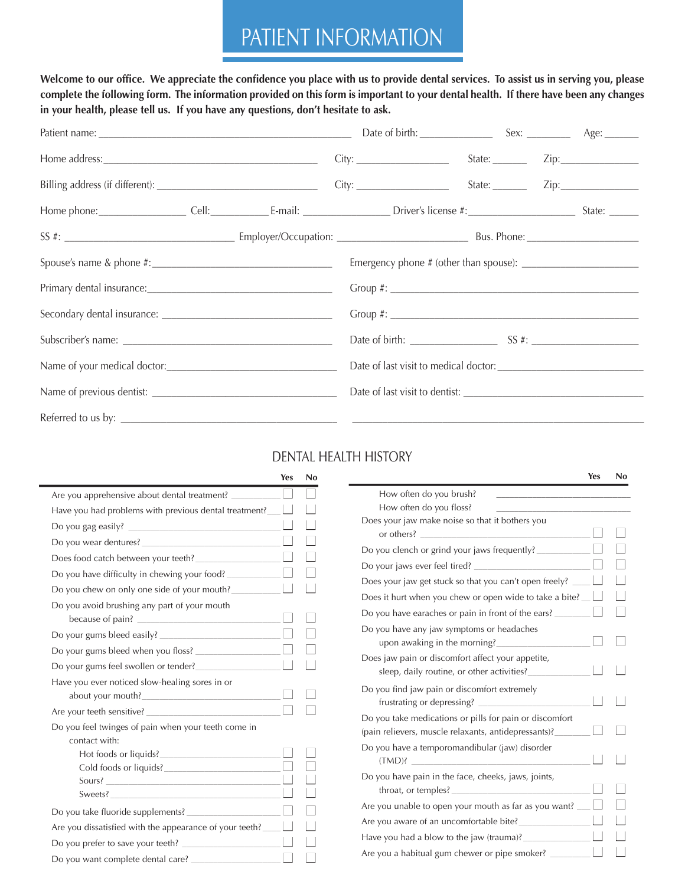# PATIENT INFORMATION

**Welcome to our office. We appreciate the confidence you place with us to provide dental services. To assist us in serving you, please complete the following form. The information provided on this form is important to your dental health. If there have been any changes in your health, please tell us. If you have any questions, don't hesitate to ask.**

Patient name: ______________________________ Date of birth: __________ Sex: ______ Age: ______

Home address: ______________________________ City: ______________ State: ______ Zip: ____________

Billing address (if different): ______________________________ City: ______________ State: ______ Zip: ____________

Home phone: ____________ Cell: __________ E-mail: ____________ Driver's license #: ______________ State: _____

SS #: ______________________ Employer/Occupation: __________________ Bus. Phone: ________________

Spouse's name & phone #: ______________________________ Emergency phone # (other than spouse): ________________

Primary dental insurance: ______________________________ Group #: ______________________________

Secondary dental insurance: ______________________________ Group #: ______________________________

Subscriber's name: ______________________________ Date of birth: ____________ SS #: ______________

Name of your medical doctor: ______________________________ Date of last visit to medical doctor: ______________________

Name of previous dentist: ______________________________ Date of last visit to dentist: ______________________

Referred to us by: ______________________________ ______________________________

## DENTAL HEALTH HISTORY

| | Yes | No |
|---|---|---|
| Are you apprehensive about dental treatment? | ☐ | ☐ |
| Have you had problems with previous dental treatment? | ☐ | ☐ |
| Do you gag easily? | ☐ | ☐ |
| Do you wear dentures? | ☐ | ☐ |
| Does food catch between your teeth? | ☐ | ☐ |
| Do you have difficulty in chewing your food? | ☐ | ☐ |
| Do you chew on only one side of your mouth? | ☐ | ☐ |
| Do you avoid brushing any part of your mouth because of pain? | ☐ | ☐ |
| Do your gums bleed easily? | ☐ | ☐ |
| Do your gums bleed when you floss? | ☐ | ☐ |
| Do your gums feel swollen or tender? | ☐ | ☐ |
| Have you ever noticed slow-healing sores in or about your mouth? | ☐ | ☐ |
| Are your teeth sensitive? | ☐ | ☐ |
| Do you feel twinges of pain when your teeth come in contact with: | | |
| Hot foods or liquids? | ☐ | ☐ |
| Cold foods or liquids? | ☐ | ☐ |
| Sours? | ☐ | ☐ |
| Sweets? | ☐ | ☐ |
| Do you take fluoride supplements? | ☐ | ☐ |
| Are you dissatisfied with the appearance of your teeth? | ☐ | ☐ |
| Do you prefer to save your teeth? | ☐ | ☐ |
| Do you want complete dental care? | ☐ | ☐ |

| | Yes | No |
|---|---|---|
| How often do you brush? ______________ | | |
| How often do you floss? ______________ | | |
| Does your jaw make noise so that it bothers you or others? | ☐ | ☐ |
| Do you clench or grind your jaws frequently? | ☐ | ☐ |
| Do your jaws ever feel tired? | ☐ | ☐ |
| Does your jaw get stuck so that you can't open freely? | ☐ | ☐ |
| Does it hurt when you chew or open wide to take a bite? | ☐ | ☐ |
| Do you have earaches or pain in front of the ears? | ☐ | ☐ |
| Do you have any jaw symptoms or headaches upon awaking in the morning? | ☐ | ☐ |
| Does jaw pain or discomfort affect your appetite, sleep, daily routine, or other activities? | ☐ | ☐ |
| Do you find jaw pain or discomfort extremely frustrating or depressing? | ☐ | ☐ |
| Do you take medications or pills for pain or discomfort (pain relievers, muscle relaxants, antidepressants)? | ☐ | ☐ |
| Do you have a temporomandibular (jaw) disorder (TMD)? | ☐ | ☐ |
| Do you have pain in the face, cheeks, jaws, joints, throat, or temples? | ☐ | ☐ |
| Are you unable to open your mouth as far as you want? | ☐ | ☐ |
| Are you aware of an uncomfortable bite? | ☐ | ☐ |
| Have you had a blow to the jaw (trauma)? | ☐ | ☐ |
| Are you a habitual gum chewer or pipe smoker? | ☐ | ☐ |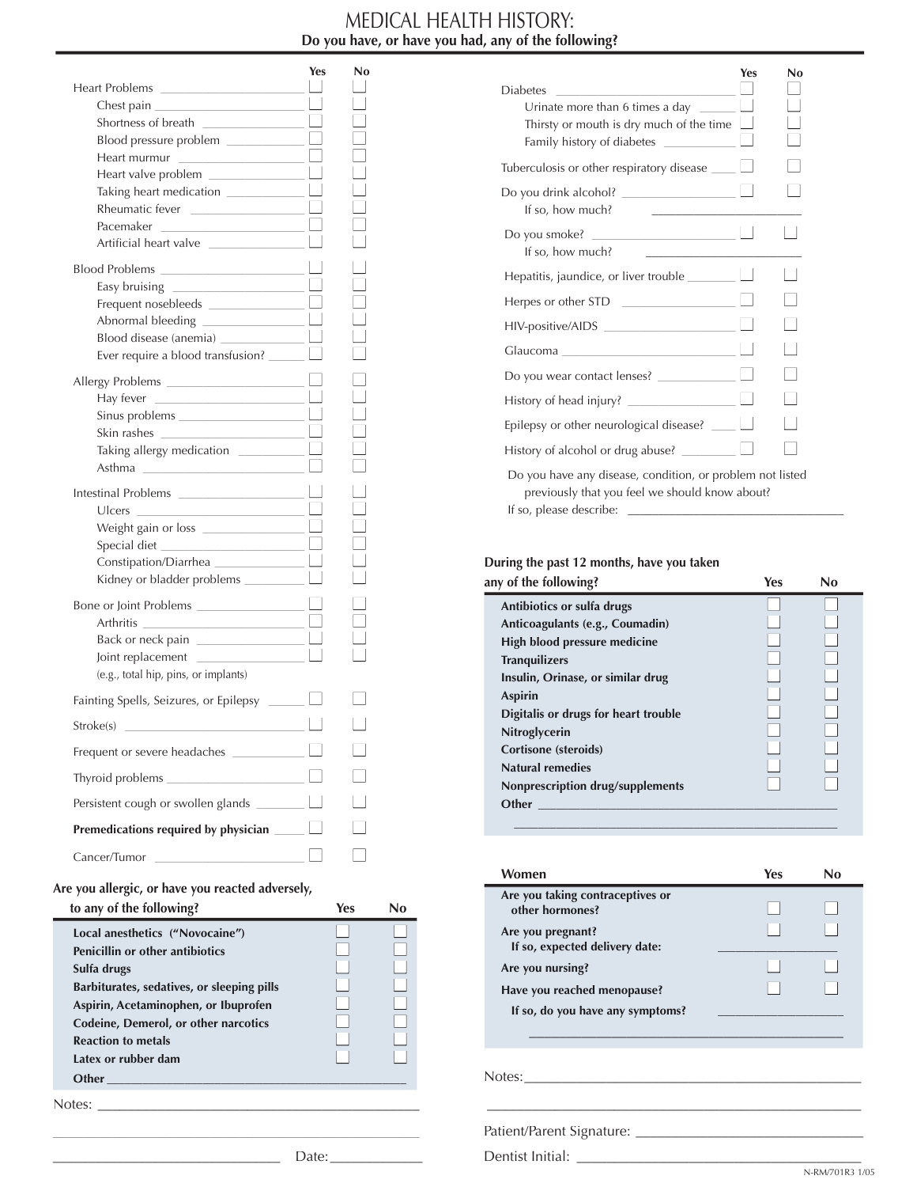# MEDICAL HEALTH HISTORY:

**Do you have, or have you had, any of the following?**

| | Yes | No |
|---|---|---|
| Heart Problems | ☐ | ☐ |
| Chest pain | ☐ | ☐ |
| Shortness of breath | ☐ | ☐ |
| Blood pressure problem | ☐ | ☐ |
| Heart murmur | ☐ | ☐ |
| Heart valve problem | ☐ | ☐ |
| Taking heart medication | ☐ | ☐ |
| Rheumatic fever | ☐ | ☐ |
| Pacemaker | ☐ | ☐ |
| Artificial heart valve | ☐ | ☐ |
| Blood Problems | ☐ | ☐ |
| Easy bruising | ☐ | ☐ |
| Frequent nosebleeds | ☐ | ☐ |
| Abnormal bleeding | ☐ | ☐ |
| Blood disease (anemia) | ☐ | ☐ |
| Ever require a blood transfusion? | ☐ | ☐ |
| Allergy Problems | ☐ | ☐ |
| Hay fever | ☐ | ☐ |
| Sinus problems | ☐ | ☐ |
| Skin rashes | ☐ | ☐ |
| Taking allergy medication | ☐ | ☐ |
| Asthma | ☐ | ☐ |
| Intestinal Problems | ☐ | ☐ |
| Ulcers | ☐ | ☐ |
| Weight gain or loss | ☐ | ☐ |
| Special diet | ☐ | ☐ |
| Constipation/Diarrhea | ☐ | ☐ |
| Kidney or bladder problems | ☐ | ☐ |
| Bone or Joint Problems | ☐ | ☐ |
| Arthritis | ☐ | ☐ |
| Back or neck pain | ☐ | ☐ |
| Joint replacement (e.g., total hip, pins, or implants) | ☐ | ☐ |
| Fainting Spells, Seizures, or Epilepsy | ☐ | ☐ |
| Stroke(s) | ☐ | ☐ |
| Frequent or severe headaches | ☐ | ☐ |
| Thyroid problems | ☐ | ☐ |
| Persistent cough or swollen glands | ☐ | ☐ |
| **Premedications required by physician** | ☐ | ☐ |
| Cancer/Tumor | ☐ | ☐ |

**Are you allergic, or have you reacted adversely, to any of the following?**

| | Yes | No |
|---|---|---|
| **Local anesthetics ("Novocaine")** | ☐ | ☐ |
| **Penicillin or other antibiotics** | ☐ | ☐ |
| **Sulfa drugs** | ☐ | ☐ |
| **Barbiturates, sedatives, or sleeping pills** | ☐ | ☐ |
| **Aspirin, Acetaminophen, or Ibuprofen** | ☐ | ☐ |
| **Codeine, Demerol, or other narcotics** | ☐ | ☐ |
| **Reaction to metals** | ☐ | ☐ |
| **Latex or rubber dam** | ☐ | ☐ |
| **Other** ____________________ | | |

Notes: ______________________________________________

______________________________________________

______________________________ Date:____________

| | Yes | No |
|---|---|---|
| Diabetes | ☐ | ☐ |
| Urinate more than 6 times a day | ☐ | ☐ |
| Thirsty or mouth is dry much of the time | ☐ | ☐ |
| Family history of diabetes | ☐ | ☐ |
| Tuberculosis or other respiratory disease | ☐ | ☐ |
| Do you drink alcohol? | ☐ | ☐ |
| If so, how much? ____________ | | |
| Do you smoke? | ☐ | ☐ |
| If so, how much? ____________ | | |
| Hepatitis, jaundice, or liver trouble | ☐ | ☐ |
| Herpes or other STD | ☐ | ☐ |
| HIV-positive/AIDS | ☐ | ☐ |
| Glaucoma | ☐ | ☐ |
| Do you wear contact lenses? | ☐ | ☐ |
| History of head injury? | ☐ | ☐ |
| Epilepsy or other neurological disease? | ☐ | ☐ |
| History of alcohol or drug abuse? | ☐ | ☐ |

Do you have any disease, condition, or problem not listed previously that you feel we should know about?

If so, please describe: ______________________________

**During the past 12 months, have you taken any of the following?**

| | Yes | No |
|---|---|---|
| **Antibiotics or sulfa drugs** | ☐ | ☐ |
| **Anticoagulants (e.g., Coumadin)** | ☐ | ☐ |
| **High blood pressure medicine** | ☐ | ☐ |
| **Tranquilizers** | ☐ | ☐ |
| **Insulin, Orinase, or similar drug** | ☐ | ☐ |
| **Aspirin** | ☐ | ☐ |
| **Digitalis or drugs for heart trouble** | ☐ | ☐ |
| **Nitroglycerin** | ☐ | ☐ |
| **Cortisone (steroids)** | ☐ | ☐ |
| **Natural remedies** | ☐ | ☐ |
| **Nonprescription drug/supplements** | ☐ | ☐ |
| **Other** ____________________ | | |

| **Women** | **Yes** | **No** |
|---|---|---|
| **Are you taking contraceptives or other hormones?** | ☐ | ☐ |
| **Are you pregnant?** | ☐ | ☐ |
| **If so, expected delivery date:** ____________ | | |
| **Are you nursing?** | ☐ | ☐ |
| **Have you reached menopause?** | ☐ | ☐ |
| **If so, do you have any symptoms?** ____________ | | |

Notes:______________________________________________

______________________________________________

Patient/Parent Signature: ______________________________

Dentist Initial: ______________________________

N-RM/701R3 1/05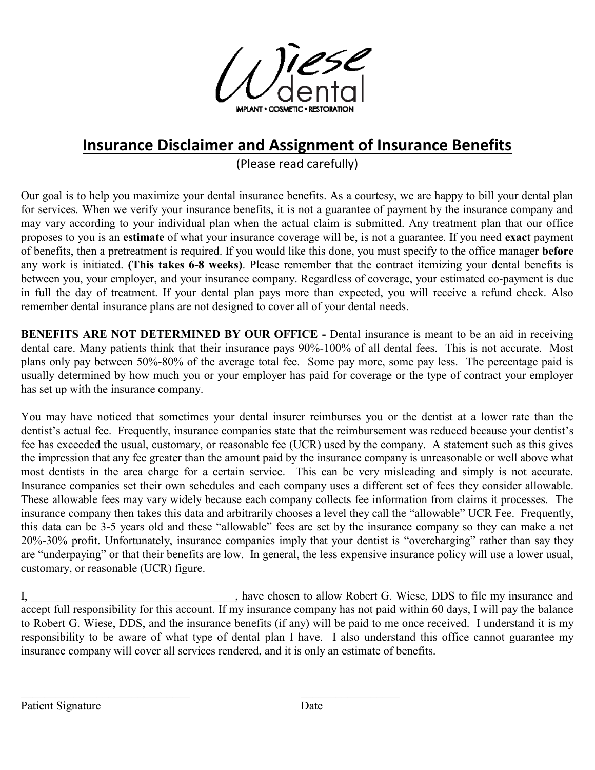Wiese dental

IMPLANT • COSMETIC • RESTORATION

# Insurance Disclaimer and Assignment of Insurance Benefits

(Please read carefully)

Our goal is to help you maximize your dental insurance benefits. As a courtesy, we are happy to bill your dental plan for services. When we verify your insurance benefits, it is not a guarantee of payment by the insurance company and may vary according to your individual plan when the actual claim is submitted. Any treatment plan that our office proposes to you is an **estimate** of what your insurance coverage will be, is not a guarantee. If you need **exact** payment of benefits, then a pretreatment is required. If you would like this done, you must specify to the office manager **before** any work is initiated. **(This takes 6-8 weeks)**. Please remember that the contract itemizing your dental benefits is between you, your employer, and your insurance company. Regardless of coverage, your estimated co-payment is due in full the day of treatment. If your dental plan pays more than expected, you will receive a refund check. Also remember dental insurance plans are not designed to cover all of your dental needs.

**BENEFITS ARE NOT DETERMINED BY OUR OFFICE -** Dental insurance is meant to be an aid in receiving dental care. Many patients think that their insurance pays 90%-100% of all dental fees. This is not accurate. Most plans only pay between 50%-80% of the average total fee. Some pay more, some pay less. The percentage paid is usually determined by how much you or your employer has paid for coverage or the type of contract your employer has set up with the insurance company.

You may have noticed that sometimes your dental insurer reimburses you or the dentist at a lower rate than the dentist's actual fee. Frequently, insurance companies state that the reimbursement was reduced because your dentist's fee has exceeded the usual, customary, or reasonable fee (UCR) used by the company. A statement such as this gives the impression that any fee greater than the amount paid by the insurance company is unreasonable or well above what most dentists in the area charge for a certain service. This can be very misleading and simply is not accurate. Insurance companies set their own schedules and each company uses a different set of fees they consider allowable. These allowable fees may vary widely because each company collects fee information from claims it processes. The insurance company then takes this data and arbitrarily chooses a level they call the "allowable" UCR Fee. Frequently, this data can be 3-5 years old and these "allowable" fees are set by the insurance company so they can make a net 20%-30% profit. Unfortunately, insurance companies imply that your dentist is "overcharging" rather than say they are "underpaying" or that their benefits are low. In general, the less expensive insurance policy will use a lower usual, customary, or reasonable (UCR) figure.

I, ____________________________________, have chosen to allow Robert G. Wiese, DDS to file my insurance and accept full responsibility for this account. If my insurance company has not paid within 60 days, I will pay the balance to Robert G. Wiese, DDS, and the insurance benefits (if any) will be paid to me once received. I understand it is my responsibility to be aware of what type of dental plan I have. I also understand this office cannot guarantee my insurance company will cover all services rendered, and it is only an estimate of benefits.

______________________________ Patient Signature

__________________ Date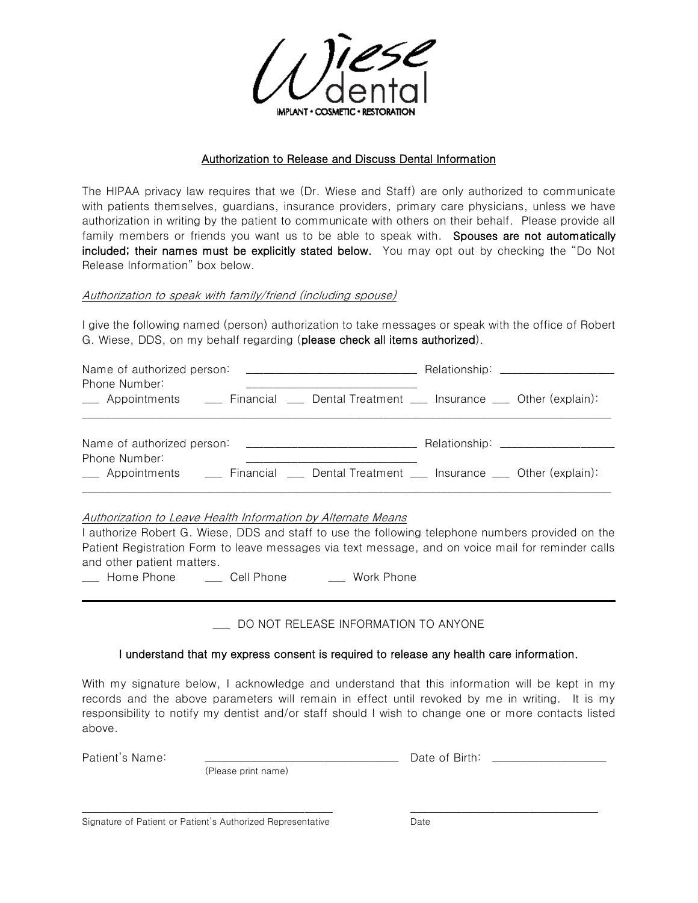Wiese dental

IMPLANT • COSMETIC • RESTORATION

## Authorization to Release and Discuss Dental Information

The HIPAA privacy law requires that we (Dr. Wiese and Staff) are only authorized to communicate with patients themselves, guardians, insurance providers, primary care physicians, unless we have authorization in writing by the patient to communicate with others on their behalf. Please provide all family members or friends you want us to be able to speak with. **Spouses are not automatically included; their names must be explicitly stated below.** You may opt out by checking the "Do Not Release Information" box below.

*Authorization to speak with family/friend (including spouse)*

I give the following named (person) authorization to take messages or speak with the office of Robert G. Wiese, DDS, on my behalf regarding (**please check all items authorized**).

Name of authorized person: ____________________________ Relationship: __________________
Phone Number: ____________________________
___ Appointments ___ Financial ___ Dental Treatment ___ Insurance ___ Other (explain):
____________________________________________________________________________________

Name of authorized person: ____________________________ Relationship: __________________
Phone Number: ____________________________
___ Appointments ___ Financial ___ Dental Treatment ___ Insurance ___ Other (explain):
____________________________________________________________________________________

*Authorization to Leave Health Information by Alternate Means*

I authorize Robert G. Wiese, DDS and staff to use the following telephone numbers provided on the Patient Registration Form to leave messages via text message, and on voice mail for reminder calls and other patient matters.

___ Home Phone ___ Cell Phone ___ Work Phone

---

___ DO NOT RELEASE INFORMATION TO ANYONE

**I understand that my express consent is required to release any health care information.**

With my signature below, I acknowledge and understand that this information will be kept in my records and the above parameters will remain in effect until revoked by me in writing. It is my responsibility to notify my dentist and/or staff should I wish to change one or more contacts listed above.

Patient's Name: ________________________________ Date of Birth: __________________
(Please print name)

____________________________________________ ________________________________
Signature of Patient or Patient's Authorized Representative Date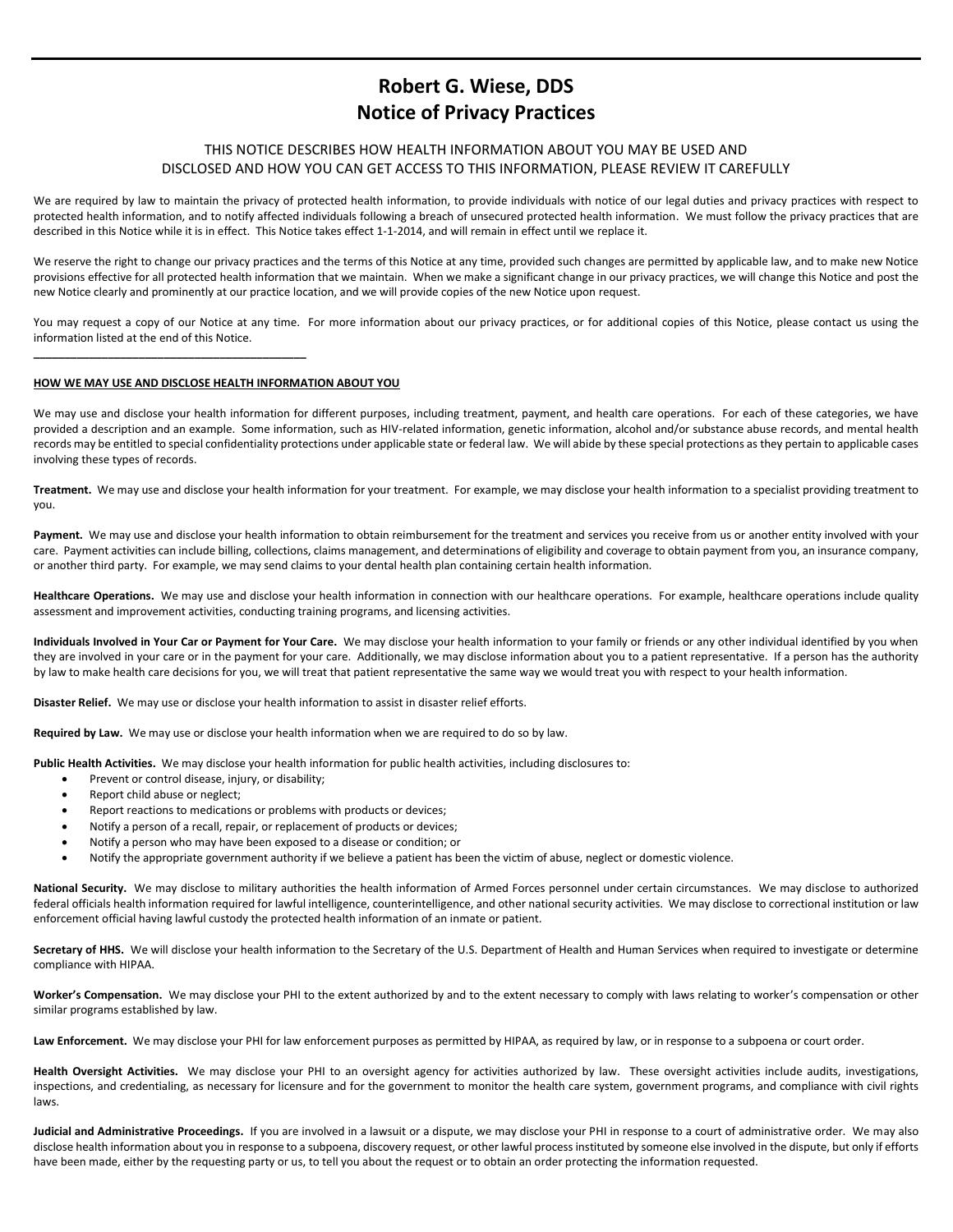# Robert G. Wiese, DDS
# Notice of Privacy Practices

THIS NOTICE DESCRIBES HOW HEALTH INFORMATION ABOUT YOU MAY BE USED AND DISCLOSED AND HOW YOU CAN GET ACCESS TO THIS INFORMATION, PLEASE REVIEW IT CAREFULLY

We are required by law to maintain the privacy of protected health information, to provide individuals with notice of our legal duties and privacy practices with respect to protected health information, and to notify affected individuals following a breach of unsecured protected health information. We must follow the privacy practices that are described in this Notice while it is in effect. This Notice takes effect 1-1-2014, and will remain in effect until we replace it.

We reserve the right to change our privacy practices and the terms of this Notice at any time, provided such changes are permitted by applicable law, and to make new Notice provisions effective for all protected health information that we maintain. When we make a significant change in our privacy practices, we will change this Notice and post the new Notice clearly and prominently at our practice location, and we will provide copies of the new Notice upon request.

You may request a copy of our Notice at any time. For more information about our privacy practices, or for additional copies of this Notice, please contact us using the information listed at the end of this Notice.

---

**HOW WE MAY USE AND DISCLOSE HEALTH INFORMATION ABOUT YOU**

We may use and disclose your health information for different purposes, including treatment, payment, and health care operations. For each of these categories, we have provided a description and an example. Some information, such as HIV-related information, genetic information, alcohol and/or substance abuse records, and mental health records may be entitled to special confidentiality protections under applicable state or federal law. We will abide by these special protections as they pertain to applicable cases involving these types of records.

**Treatment.** We may use and disclose your health information for your treatment. For example, we may disclose your health information to a specialist providing treatment to you.

**Payment.** We may use and disclose your health information to obtain reimbursement for the treatment and services you receive from us or another entity involved with your care. Payment activities can include billing, collections, claims management, and determinations of eligibility and coverage to obtain payment from you, an insurance company, or another third party. For example, we may send claims to your dental health plan containing certain health information.

**Healthcare Operations.** We may use and disclose your health information in connection with our healthcare operations. For example, healthcare operations include quality assessment and improvement activities, conducting training programs, and licensing activities.

**Individuals Involved in Your Car or Payment for Your Care.** We may disclose your health information to your family or friends or any other individual identified by you when they are involved in your care or in the payment for your care. Additionally, we may disclose information about you to a patient representative. If a person has the authority by law to make health care decisions for you, we will treat that patient representative the same way we would treat you with respect to your health information.

**Disaster Relief.** We may use or disclose your health information to assist in disaster relief efforts.

**Required by Law.** We may use or disclose your health information when we are required to do so by law.

**Public Health Activities.** We may disclose your health information for public health activities, including disclosures to:

- Prevent or control disease, injury, or disability;
- Report child abuse or neglect;
- Report reactions to medications or problems with products or devices;
- Notify a person of a recall, repair, or replacement of products or devices;
- Notify a person who may have been exposed to a disease or condition; or
- Notify the appropriate government authority if we believe a patient has been the victim of abuse, neglect or domestic violence.

**National Security.** We may disclose to military authorities the health information of Armed Forces personnel under certain circumstances. We may disclose to authorized federal officials health information required for lawful intelligence, counterintelligence, and other national security activities. We may disclose to correctional institution or law enforcement official having lawful custody the protected health information of an inmate or patient.

**Secretary of HHS.** We will disclose your health information to the Secretary of the U.S. Department of Health and Human Services when required to investigate or determine compliance with HIPAA.

**Worker's Compensation.** We may disclose your PHI to the extent authorized by and to the extent necessary to comply with laws relating to worker's compensation or other similar programs established by law.

**Law Enforcement.** We may disclose your PHI for law enforcement purposes as permitted by HIPAA, as required by law, or in response to a subpoena or court order.

**Health Oversight Activities.** We may disclose your PHI to an oversight agency for activities authorized by law. These oversight activities include audits, investigations, inspections, and credentialing, as necessary for licensure and for the government to monitor the health care system, government programs, and compliance with civil rights laws.

**Judicial and Administrative Proceedings.** If you are involved in a lawsuit or a dispute, we may disclose your PHI in response to a court of administrative order. We may also disclose health information about you in response to a subpoena, discovery request, or other lawful process instituted by someone else involved in the dispute, but only if efforts have been made, either by the requesting party or us, to tell you about the request or to obtain an order protecting the information requested.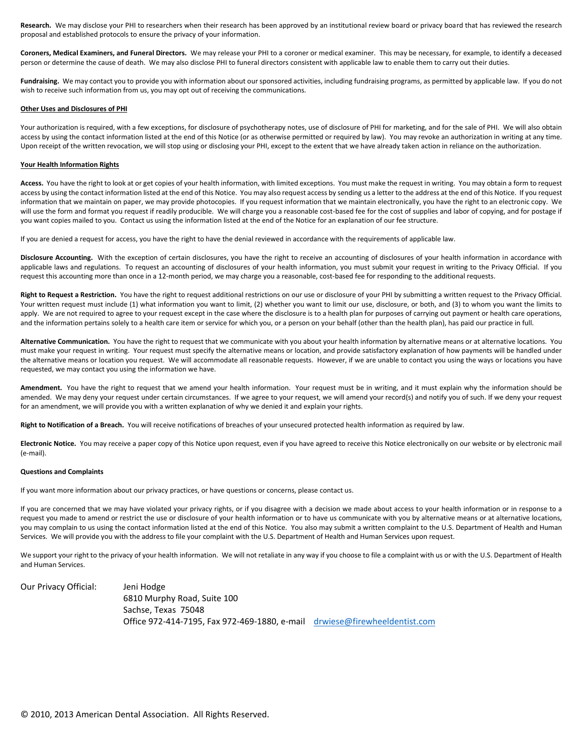**Research.** We may disclose your PHI to researchers when their research has been approved by an institutional review board or privacy board that has reviewed the research proposal and established protocols to ensure the privacy of your information.

**Coroners, Medical Examiners, and Funeral Directors.** We may release your PHI to a coroner or medical examiner. This may be necessary, for example, to identify a deceased person or determine the cause of death. We may also disclose PHI to funeral directors consistent with applicable law to enable them to carry out their duties.

**Fundraising.** We may contact you to provide you with information about our sponsored activities, including fundraising programs, as permitted by applicable law. If you do not wish to receive such information from us, you may opt out of receiving the communications.

**Other Uses and Disclosures of PHI**

Your authorization is required, with a few exceptions, for disclosure of psychotherapy notes, use of disclosure of PHI for marketing, and for the sale of PHI. We will also obtain access by using the contact information listed at the end of this Notice (or as otherwise permitted or required by law). You may revoke an authorization in writing at any time. Upon receipt of the written revocation, we will stop using or disclosing your PHI, except to the extent that we have already taken action in reliance on the authorization.

**Your Health Information Rights**

**Access.** You have the right to look at or get copies of your health information, with limited exceptions. You must make the request in writing. You may obtain a form to request access by using the contact information listed at the end of this Notice. You may also request access by sending us a letter to the address at the end of this Notice. If you request information that we maintain on paper, we may provide photocopies. If you request information that we maintain electronically, you have the right to an electronic copy. We will use the form and format you request if readily producible. We will charge you a reasonable cost-based fee for the cost of supplies and labor of copying, and for postage if you want copies mailed to you. Contact us using the information listed at the end of the Notice for an explanation of our fee structure.

If you are denied a request for access, you have the right to have the denial reviewed in accordance with the requirements of applicable law.

**Disclosure Accounting.** With the exception of certain disclosures, you have the right to receive an accounting of disclosures of your health information in accordance with applicable laws and regulations. To request an accounting of disclosures of your health information, you must submit your request in writing to the Privacy Official. If you request this accounting more than once in a 12-month period, we may charge you a reasonable, cost-based fee for responding to the additional requests.

**Right to Request a Restriction.** You have the right to request additional restrictions on our use or disclosure of your PHI by submitting a written request to the Privacy Official. Your written request must include (1) what information you want to limit, (2) whether you want to limit our use, disclosure, or both, and (3) to whom you want the limits to apply. We are not required to agree to your request except in the case where the disclosure is to a health plan for purposes of carrying out payment or health care operations, and the information pertains solely to a health care item or service for which you, or a person on your behalf (other than the health plan), has paid our practice in full.

**Alternative Communication.** You have the right to request that we communicate with you about your health information by alternative means or at alternative locations. You must make your request in writing. Your request must specify the alternative means or location, and provide satisfactory explanation of how payments will be handled under the alternative means or location you request. We will accommodate all reasonable requests. However, if we are unable to contact you using the ways or locations you have requested, we may contact you using the information we have.

**Amendment.** You have the right to request that we amend your health information. Your request must be in writing, and it must explain why the information should be amended. We may deny your request under certain circumstances. If we agree to your request, we will amend your record(s) and notify you of such. If we deny your request for an amendment, we will provide you with a written explanation of why we denied it and explain your rights.

**Right to Notification of a Breach.** You will receive notifications of breaches of your unsecured protected health information as required by law.

**Electronic Notice.** You may receive a paper copy of this Notice upon request, even if you have agreed to receive this Notice electronically on our website or by electronic mail (e-mail).

**Questions and Complaints**

If you want more information about our privacy practices, or have questions or concerns, please contact us.

If you are concerned that we may have violated your privacy rights, or if you disagree with a decision we made about access to your health information or in response to a request you made to amend or restrict the use or disclosure of your health information or to have us communicate with you by alternative means or at alternative locations, you may complain to us using the contact information listed at the end of this Notice. You also may submit a written complaint to the U.S. Department of Health and Human Services. We will provide you with the address to file your complaint with the U.S. Department of Health and Human Services upon request.

We support your right to the privacy of your health information. We will not retaliate in any way if you choose to file a complaint with us or with the U.S. Department of Health and Human Services.

Our Privacy Official: Jeni Hodge
6810 Murphy Road, Suite 100
Sachse, Texas 75048
Office 972-414-7195, Fax 972-469-1880, e-mail drwiese@firewheeldentist.com

© 2010, 2013 American Dental Association. All Rights Reserved.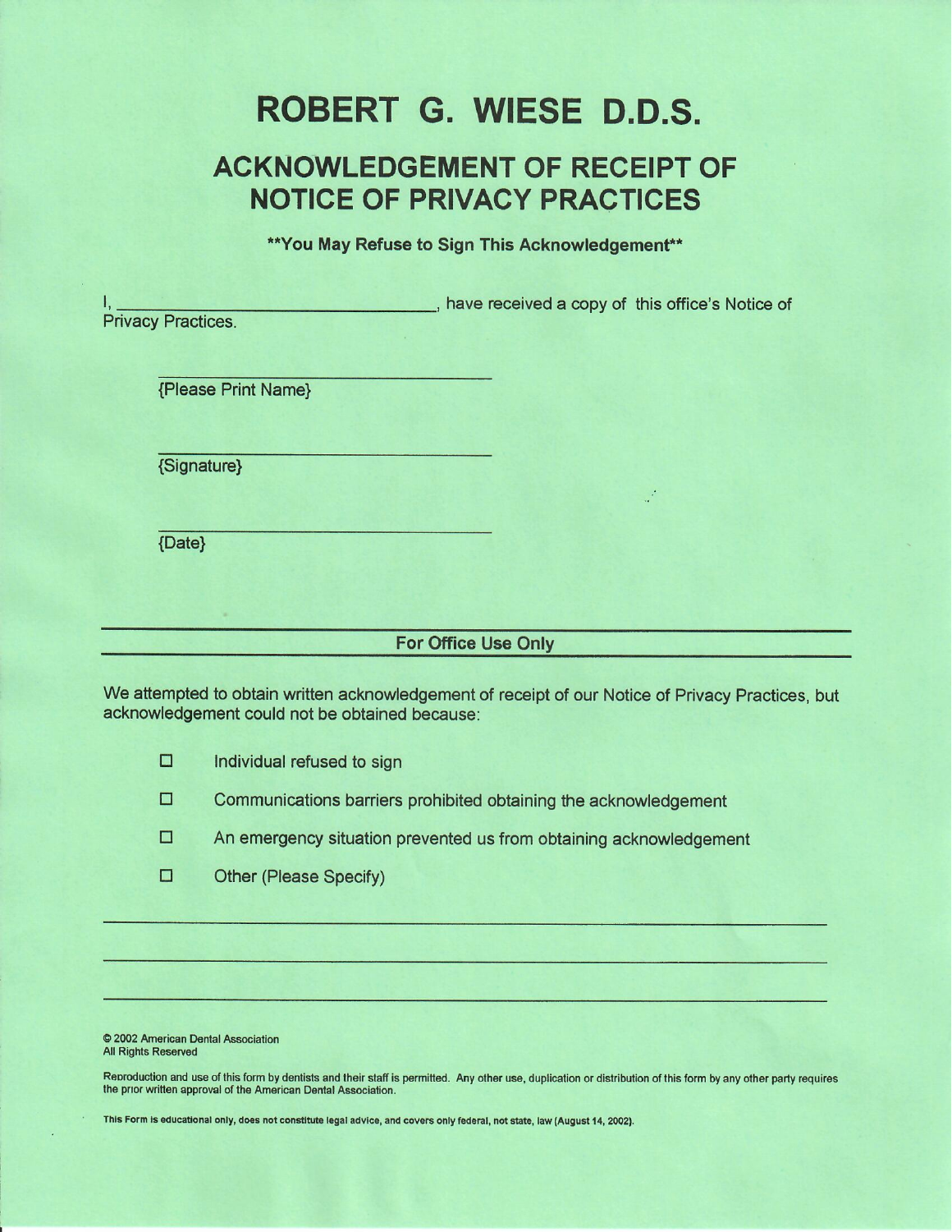# ROBERT G. WIESE D.D.S.

## ACKNOWLEDGEMENT OF RECEIPT OF NOTICE OF PRIVACY PRACTICES

**\*\*You May Refuse to Sign This Acknowledgement\*\***

I, ______________________________, have received a copy of this office's Notice of Privacy Practices.

______________________________
{Please Print Name}

______________________________
{Signature}

______________________________
{Date}

---

**For Office Use Only**

---

We attempted to obtain written acknowledgement of receipt of our Notice of Privacy Practices, but acknowledgement could not be obtained because:

- ☐ Individual refused to sign
- ☐ Communications barriers prohibited obtaining the acknowledgement
- ☐ An emergency situation prevented us from obtaining acknowledgement
- ☐ Other (Please Specify)

______________________________________________________________________

______________________________________________________________________

______________________________________________________________________

© 2002 American Dental Association
All Rights Reserved

Reproduction and use of this form by dentists and their staff is permitted. Any other use, duplication or distribution of this form by any other party requires the prior written approval of the American Dental Association.

This Form is educational only, does not constitute legal advice, and covers only federal, not state, law (August 14, 2002).